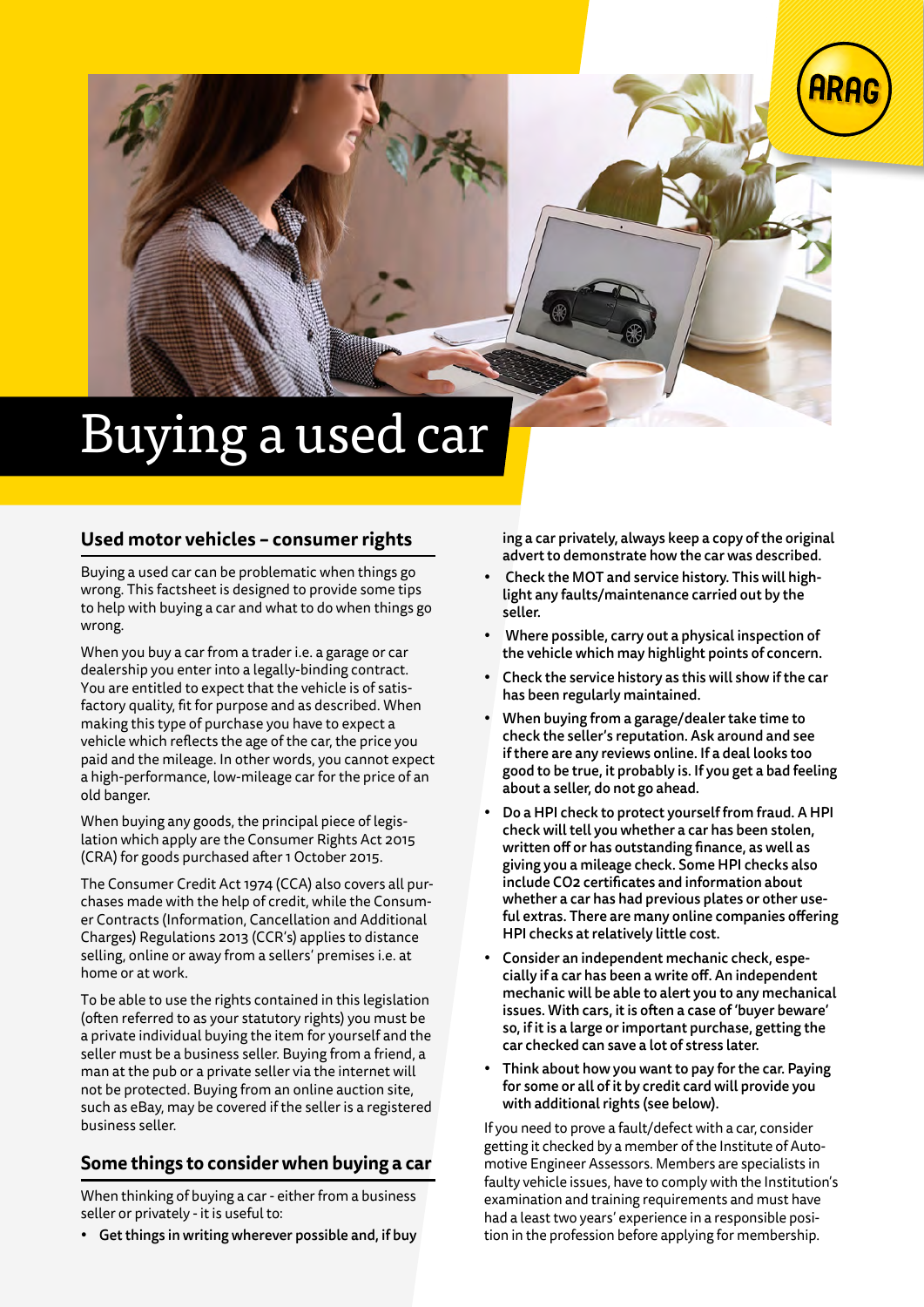# Buying a used car

## Used motor vehicles – consumer rights

Buying a used car can be problematic when things go wrong. This factsheet is designed to provide some tips to help with buying a car and what to do when things go wrong.

When you buy a car from a trader i.e. a garage or car dealership you enter into a legally-binding contract. You are entitled to expect that the vehicle is of satisfactory quality, fit for purpose and as described. When making this type of purchase you have to expect a vehicle which reflects the age of the car, the price you paid and the mileage. In other words, you cannot expect a high-performance, low-mileage car for the price of an old banger.

When buying any goods, the principal piece of legislation which apply are the Consumer Rights Act 2015 (CRA) for goods purchased after 1 October 2015.

The Consumer Credit Act 1974 (CCA) also covers all purchases made with the help of credit, while the Consumer Contracts (Information, Cancellation and Additional Charges) Regulations 2013 (CCR's) applies to distance selling, online or away from a sellers' premises i.e. at home or at work.

To be able to use the rights contained in this legislation (often referred to as your statutory rights) you must be a private individual buying the item for yourself and the seller must be a business seller. Buying from a friend, a man at the pub or a private seller via the internet will not be protected. Buying from an online auction site, such as eBay, may be covered if the seller is a registered business seller.

## Some things to consider when buying a car

When thinking of buying a car - either from a business seller or privately - it is useful to:

- **Get things in writing wherever possible and, if buying a car privately, always keep a copy of the original advert to demonstrate how the car was described.**
- **Check the MOT and service history. This will highlight any faults/maintenance carried out by the seller.**
- **Where possible, carry out a physical inspection of the vehicle which may highlight points of concern.**
- **Check the service history as this will show if the car has been regularly maintained.**
- **When buying from a garage/dealer take time to check the seller's reputation. Ask around and see if there are any reviews online. If a deal looks too good to be true, it probably is. If you get a bad feeling about a seller, do not go ahead.**
- **Do a HPI check to protect yourself from fraud. A HPI check will tell you whether a car has been stolen, written off or has outstanding finance, as well as giving you a mileage check. Some HPI checks also include CO2 certificates and information about whether a car has had previous plates or other useful extras. There are many online companies offering HPI checks at relatively little cost.**
- **Consider an independent mechanic check, especially if a car has been a write off. An independent mechanic will be able to alert you to any mechanical issues. With cars, it is often a case of 'buyer beware' so, if it is a large or important purchase, getting the car checked can save a lot of stress later.**
- **Think about how you want to pay for the car. Paying for some or all of it by credit card will provide you with additional rights (see below).**

If you need to prove a fault/defect with a car, consider getting it checked by a member of the Institute of Automotive Engineer Assessors. Members are specialists in faulty vehicle issues, have to comply with the Institution's examination and training requirements and must have had a least two years' experience in a responsible position in the profession before applying for membership.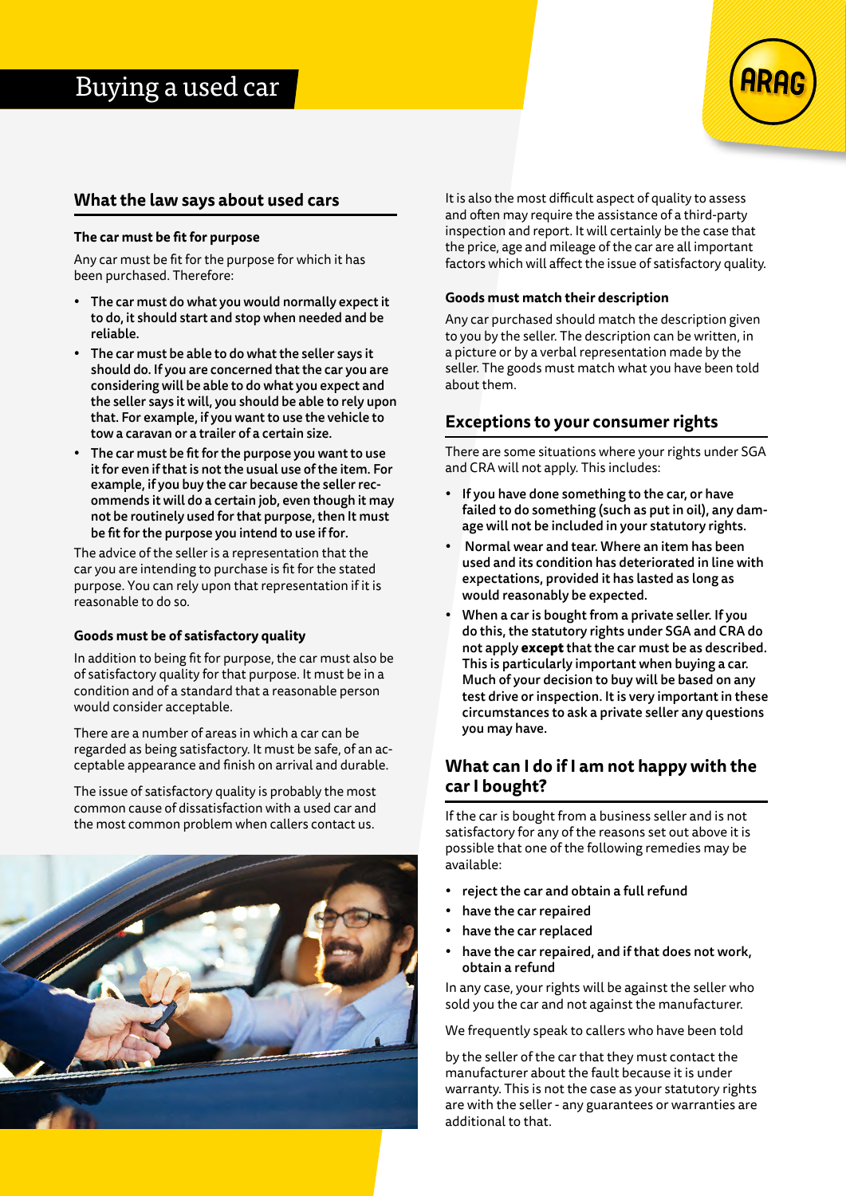# Buying a used car

## What the law says about used cars

### The car must be fit for purpose

Any car must be fit for the purpose for which it has been purchased. Therefore:

- **The car must do what you would normally expect it to do, it should start and stop when needed and be reliable.**
- **The car must be able to do what the seller says it should do. If you are concerned that the car you are considering will be able to do what you expect and the seller says it will, you should be able to rely upon that. For example, if you want to use the vehicle to tow a caravan or a trailer of a certain size.**
- **The car must be fit for the purpose you want to use it for even if that is not the usual use of the item. For example, if you buy the car because the seller recommends it will do a certain job, even though it may not be routinely used for that purpose, then It must be fit for the purpose you intend to use if for.**

The advice of the seller is a representation that the car you are intending to purchase is fit for the stated purpose. You can rely upon that representation if it is reasonable to do so.

### Goods must be of satisfactory quality

In addition to being fit for purpose, the car must also be of satisfactory quality for that purpose. It must be in a condition and of a standard that a reasonable person would consider acceptable.

There are a number of areas in which a car can be regarded as being satisfactory. It must be safe, of an acceptable appearance and finish on arrival and durable.

The issue of satisfactory quality is probably the most common cause of dissatisfaction with a used car and the most common problem when callers contact us.

It is also the most difficult aspect of quality to assess and often may require the assistance of a third-party inspection and report. It will certainly be the case that the price, age and mileage of the car are all important factors which will affect the issue of satisfactory quality.

### Goods must match their description

Any car purchased should match the description given to you by the seller. The description can be written, in a picture or by a verbal representation made by the seller. The goods must match what you have been told about them.

## Exceptions to your consumer rights

There are some situations where your rights under SGA and CRA will not apply. This includes:

- **If you have done something to the car, or have failed to do something (such as put in oil), any damage will not be included in your statutory rights.**
- **Normal wear and tear. Where an item has been used and its condition has deteriorated in line with expectations, provided it has lasted as long as would reasonably be expected.**
- **When a car is bought from a private seller. If you do this, the statutory rights under SGA and CRA do not apply except that the car must be as described. This is particularly important when buying a car. Much of your decision to buy will be based on any test drive or inspection. It is very important in these circumstances to ask a private seller any questions you may have.**

## What can I do if I am not happy with the car I bought?

If the car is bought from a business seller and is not satisfactory for any of the reasons set out above it is possible that one of the following remedies may be available:

- **reject the car and obtain a full refund**
- **have the car repaired**
- **have the car replaced**
- **have the car repaired, and if that does not work, obtain a refund**

In any case, your rights will be against the seller who sold you the car and not against the manufacturer.

We frequently speak to callers who have been told by the seller of the car that they must contact the manufacturer about the fault because it is under warranty. This is not the case as your statutory rights are with the seller - any guarantees or warranties are additional to that.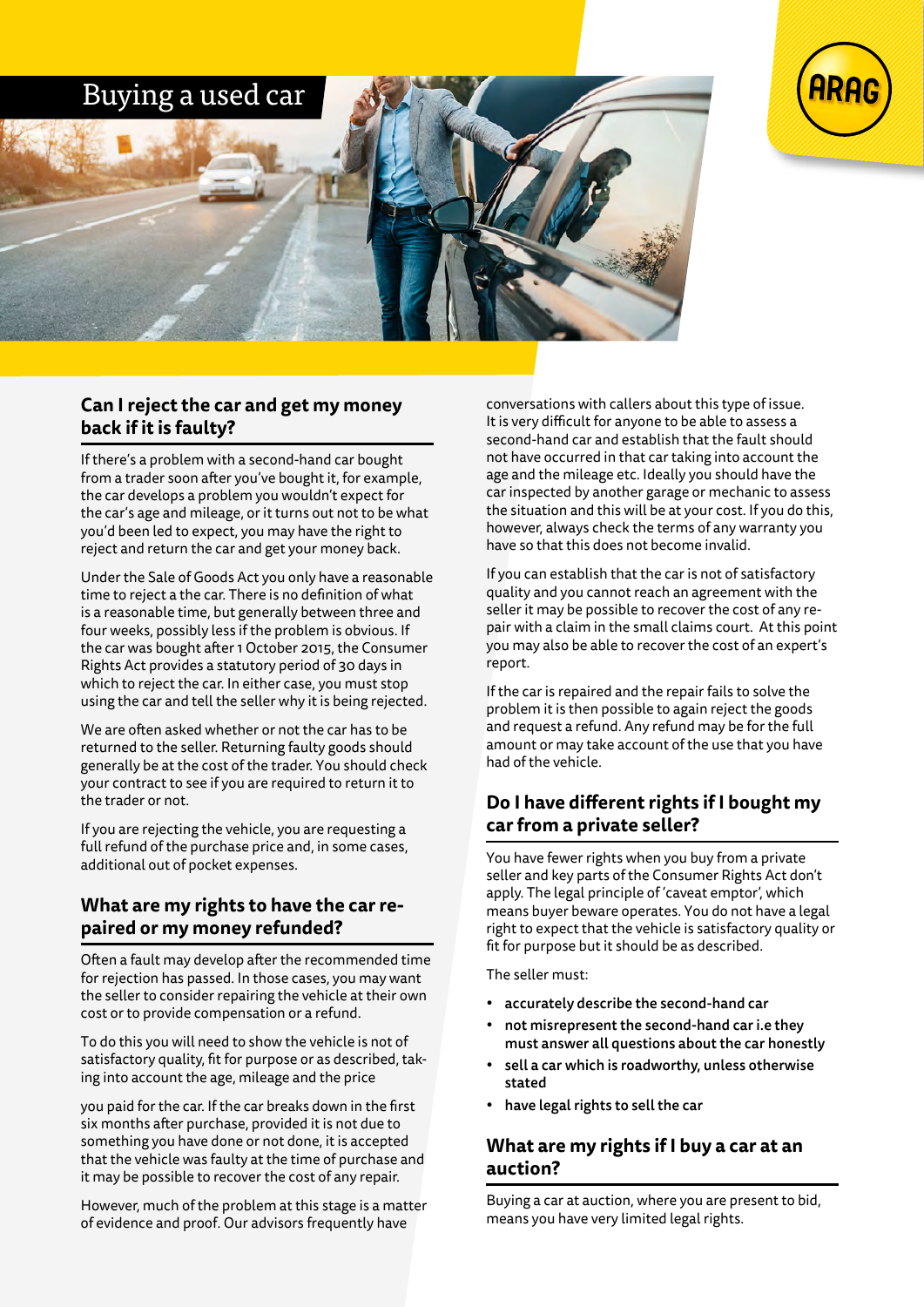# Buying a used car

## Can I reject the car and get my money back if it is faulty?

If there's a problem with a second-hand car bought from a trader soon after you've bought it, for example, the car develops a problem you wouldn't expect for the car's age and mileage, or it turns out not to be what you'd been led to expect, you may have the right to reject and return the car and get your money back.

Under the Sale of Goods Act you only have a reasonable time to reject a the car. There is no definition of what is a reasonable time, but generally between three and four weeks, possibly less if the problem is obvious. If the car was bought after 1 October 2015, the Consumer Rights Act provides a statutory period of 30 days in which to reject the car. In either case, you must stop using the car and tell the seller why it is being rejected.

We are often asked whether or not the car has to be returned to the seller. Returning faulty goods should generally be at the cost of the trader. You should check your contract to see if you are required to return it to the trader or not.

If you are rejecting the vehicle, you are requesting a full refund of the purchase price and, in some cases, additional out of pocket expenses.

## What are my rights to have the car repaired or my money refunded?

Often a fault may develop after the recommended time for rejection has passed. In those cases, you may want the seller to consider repairing the vehicle at their own cost or to provide compensation or a refund.

To do this you will need to show the vehicle is not of satisfactory quality, fit for purpose or as described, taking into account the age, mileage and the price

you paid for the car. If the car breaks down in the first six months after purchase, provided it is not due to something you have done or not done, it is accepted that the vehicle was faulty at the time of purchase and it may be possible to recover the cost of any repair.

However, much of the problem at this stage is a matter of evidence and proof. Our advisors frequently have conversations with callers about this type of issue. It is very difficult for anyone to be able to assess a second-hand car and establish that the fault should not have occurred in that car taking into account the age and the mileage etc. Ideally you should have the car inspected by another garage or mechanic to assess the situation and this will be at your cost. If you do this, however, always check the terms of any warranty you have so that this does not become invalid.

If you can establish that the car is not of satisfactory quality and you cannot reach an agreement with the seller it may be possible to recover the cost of any repair with a claim in the small claims court. At this point you may also be able to recover the cost of an expert's report.

If the car is repaired and the repair fails to solve the problem it is then possible to again reject the goods and request a refund. Any refund may be for the full amount or may take account of the use that you have had of the vehicle.

## Do I have different rights if I bought my car from a private seller?

You have fewer rights when you buy from a private seller and key parts of the Consumer Rights Act don't apply. The legal principle of 'caveat emptor', which means buyer beware operates. You do not have a legal right to expect that the vehicle is satisfactory quality or fit for purpose but it should be as described.

The seller must:

- **accurately describe the second-hand car**
- **not misrepresent the second-hand car i.e they must answer all questions about the car honestly**
- **sell a car which is roadworthy, unless otherwise stated**
- **have legal rights to sell the car**

## What are my rights if I buy a car at an auction?

Buying a car at auction, where you are present to bid, means you have very limited legal rights.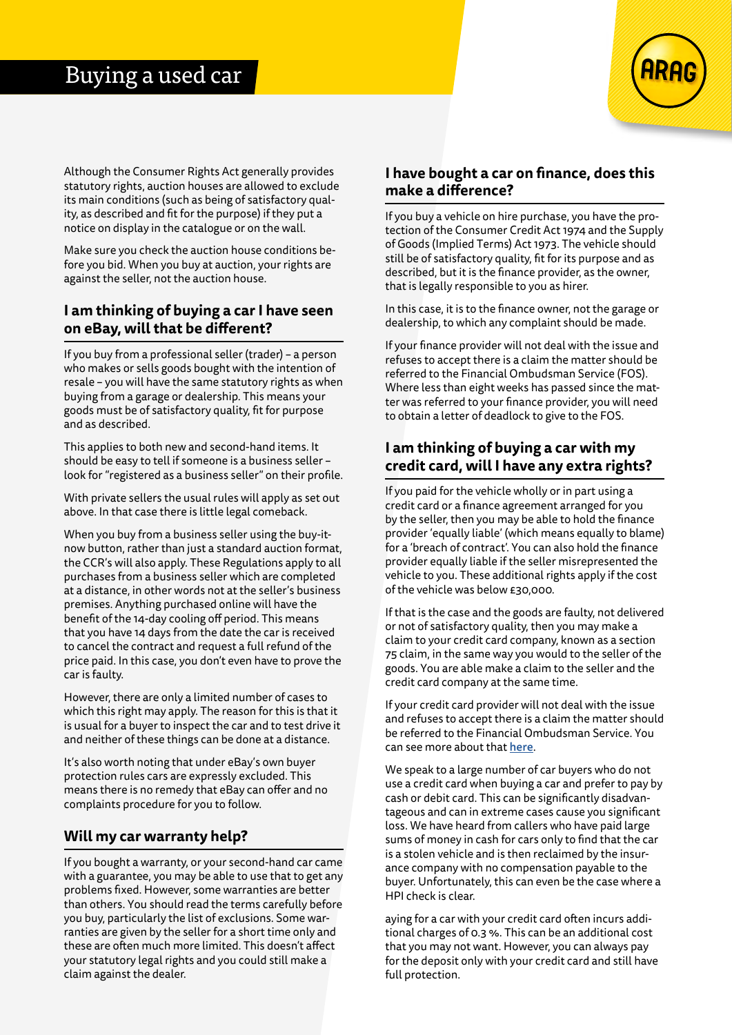Although the Consumer Rights Act generally provides statutory rights, auction houses are allowed to exclude its main conditions (such as being of satisfactory quality, as described and fit for the purpose) if they put a notice on display in the catalogue or on the wall.

Make sure you check the auction house conditions before you bid. When you buy at auction, your rights are against the seller, not the auction house.

## I am thinking of buying a car I have seen on eBay, will that be different?

If you buy from a professional seller (trader) – a person who makes or sells goods bought with the intention of resale – you will have the same statutory rights as when buying from a garage or dealership. This means your goods must be of satisfactory quality, fit for purpose and as described.

This applies to both new and second-hand items. It should be easy to tell if someone is a business seller – look for "registered as a business seller" on their profile.

With private sellers the usual rules will apply as set out above. In that case there is little legal comeback.

When you buy from a business seller using the buy-it-now button, rather than just a standard auction format, the CCR's will also apply. These Regulations apply to all purchases from a business seller which are completed at a distance, in other words not at the seller's business premises. Anything purchased online will have the benefit of the 14-day cooling off period. This means that you have 14 days from the date the car is received to cancel the contract and request a full refund of the price paid. In this case, you don't even have to prove the car is faulty.

However, there are only a limited number of cases to which this right may apply. The reason for this is that it is usual for a buyer to inspect the car and to test drive it and neither of these things can be done at a distance.

It's also worth noting that under eBay's own buyer protection rules cars are expressly excluded. This means there is no remedy that eBay can offer and no complaints procedure for you to follow.

## Will my car warranty help?

If you bought a warranty, or your second-hand car came with a guarantee, you may be able to use that to get any problems fixed. However, some warranties are better than others. You should read the terms carefully before you buy, particularly the list of exclusions. Some warranties are given by the seller for a short time only and these are often much more limited. This doesn't affect your statutory legal rights and you could still make a claim against the dealer.

## I have bought a car on finance, does this make a difference?

If you buy a vehicle on hire purchase, you have the protection of the Consumer Credit Act 1974 and the Supply of Goods (Implied Terms) Act 1973. The vehicle should still be of satisfactory quality, fit for its purpose and as described, but it is the finance provider, as the owner, that is legally responsible to you as hirer.

In this case, it is to the finance owner, not the garage or dealership, to which any complaint should be made.

If your finance provider will not deal with the issue and refuses to accept there is a claim the matter should be referred to the Financial Ombudsman Service (FOS). Where less than eight weeks has passed since the matter was referred to your finance provider, you will need to obtain a letter of deadlock to give to the FOS.

## I am thinking of buying a car with my credit card, will I have any extra rights?

If you paid for the vehicle wholly or in part using a credit card or a finance agreement arranged for you by the seller, then you may be able to hold the finance provider 'equally liable' (which means equally to blame) for a 'breach of contract'. You can also hold the finance provider equally liable if the seller misrepresented the vehicle to you. These additional rights apply if the cost of the vehicle was below £30,000.

If that is the case and the goods are faulty, not delivered or not of satisfactory quality, then you may make a claim to your credit card company, known as a section 75 claim, in the same way you would to the seller of the goods. You are able make a claim to the seller and the credit card company at the same time.

If your credit card provider will not deal with the issue and refuses to accept there is a claim the matter should be referred to the Financial Ombudsman Service. You can see more about that **here**.

We speak to a large number of car buyers who do not use a credit card when buying a car and prefer to pay by cash or debit card. This can be significantly disadvantageous and can in extreme cases cause you significant loss. We have heard from callers who have paid large sums of money in cash for cars only to find that the car is a stolen vehicle and is then reclaimed by the insurance company with no compensation payable to the buyer. Unfortunately, this can even be the case where a HPI check is clear.

aying for a car with your credit card often incurs additional charges of 0.3 %. This can be an additional cost that you may not want. However, you can always pay for the deposit only with your credit card and still have full protection.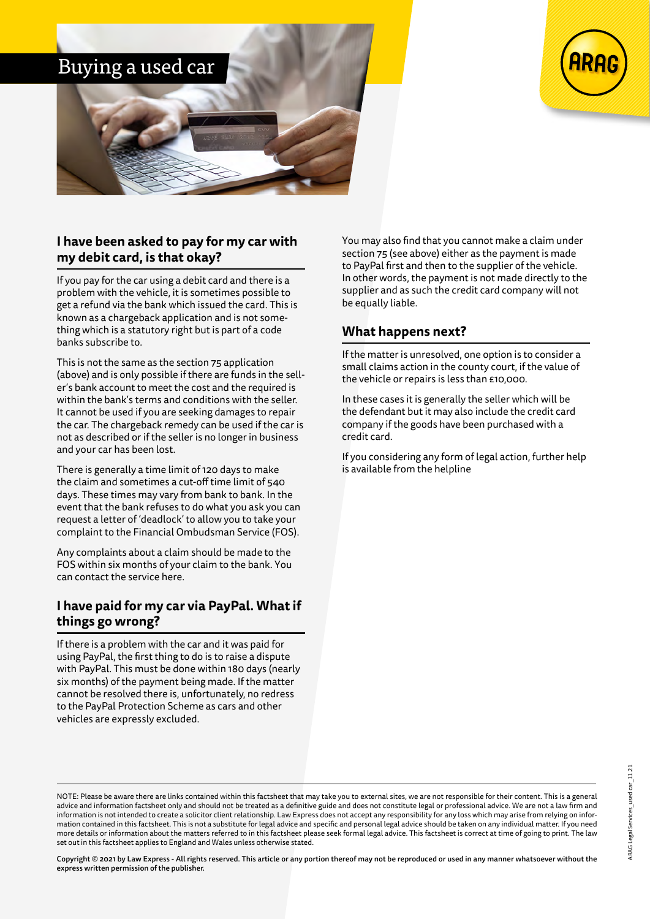# Buying a used car

## I have been asked to pay for my car with my debit card, is that okay?

If you pay for the car using a debit card and there is a problem with the vehicle, it is sometimes possible to get a refund via the bank which issued the card. This is known as a chargeback application and is not something which is a statutory right but is part of a code banks subscribe to.

This is not the same as the section 75 application (above) and is only possible if there are funds in the seller's bank account to meet the cost and the required is within the bank's terms and conditions with the seller. It cannot be used if you are seeking damages to repair the car. The chargeback remedy can be used if the car is not as described or if the seller is no longer in business and your car has been lost.

There is generally a time limit of 120 days to make the claim and sometimes a cut-off time limit of 540 days. These times may vary from bank to bank. In the event that the bank refuses to do what you ask you can request a letter of 'deadlock' to allow you to take your complaint to the Financial Ombudsman Service (FOS).

Any complaints about a claim should be made to the FOS within six months of your claim to the bank. You can contact the service here.

## I have paid for my car via PayPal. What if things go wrong?

If there is a problem with the car and it was paid for using PayPal, the first thing to do is to raise a dispute with PayPal. This must be done within 180 days (nearly six months) of the payment being made. If the matter cannot be resolved there is, unfortunately, no redress to the PayPal Protection Scheme as cars and other vehicles are expressly excluded.

You may also find that you cannot make a claim under section 75 (see above) either as the payment is made to PayPal first and then to the supplier of the vehicle. In other words, the payment is not made directly to the supplier and as such the credit card company will not be equally liable.

## What happens next?

If the matter is unresolved, one option is to consider a small claims action in the county court, if the value of the vehicle or repairs is less than £10,000.

In these cases it is generally the seller which will be the defendant but it may also include the credit card company if the goods have been purchased with a credit card.

If you considering any form of legal action, further help is available from the helpline

---

NOTE: Please be aware there are links contained within this factsheet that may take you to external sites, we are not responsible for their content. This is a general advice and information factsheet only and should not be treated as a definitive guide and does not constitute legal or professional advice. We are not a law firm and information is not intended to create a solicitor client relationship. Law Express does not accept any responsibility for any loss which may arise from relying on information contained in this factsheet. This is not a substitute for legal advice and specific and personal legal advice should be taken on any individual matter. If you need more details or information about the matters referred to in this factsheet please seek formal legal advice. This factsheet is correct at time of going to print. The law set out in this factsheet applies to England and Wales unless otherwise stated.

**Copyright © 2021 by Law Express - All rights reserved. This article or any portion thereof may not be reproduced or used in any manner whatsoever without the express written permission of the publisher.**